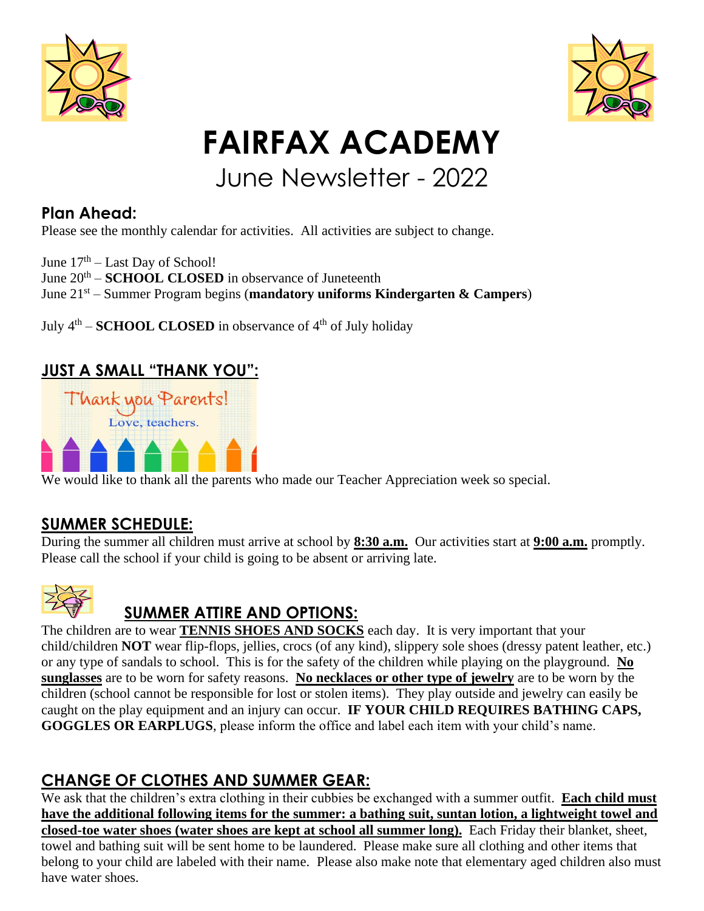# FAIRFAX ACADEMY

## June Newsletter - 2022

### Plan Ahead:

Please see the monthly calendar for activities. All activities are subject to change.

June 17th – Last Day of School!
June 20th – **SCHOOL CLOSED** in observance of Juneteenth
June 21st – Summer Program begins (**mandatory uniforms Kindergarten & Campers**)

July 4th – **SCHOOL CLOSED** in observance of 4th of July holiday

### JUST A SMALL "THANK YOU":

Thank you Parents!
Love, teachers.

We would like to thank all the parents who made our Teacher Appreciation week so special.

### SUMMER SCHEDULE:

During the summer all children must arrive at school by **8:30 a.m.** Our activities start at **9:00 a.m.** promptly. Please call the school if your child is going to be absent or arriving late.

### SUMMER ATTIRE AND OPTIONS:

The children are to wear **TENNIS SHOES AND SOCKS** each day. It is very important that your child/children **NOT** wear flip-flops, jellies, crocs (of any kind), slippery sole shoes (dressy patent leather, etc.) or any type of sandals to school. This is for the safety of the children while playing on the playground. **No sunglasses** are to be worn for safety reasons. **No necklaces or other type of jewelry** are to be worn by the children (school cannot be responsible for lost or stolen items). They play outside and jewelry can easily be caught on the play equipment and an injury can occur. **IF YOUR CHILD REQUIRES BATHING CAPS, GOGGLES OR EARPLUGS**, please inform the office and label each item with your child's name.

### CHANGE OF CLOTHES AND SUMMER GEAR:

We ask that the children's extra clothing in their cubbies be exchanged with a summer outfit. **Each child must have the additional following items for the summer: a bathing suit, suntan lotion, a lightweight towel and closed-toe water shoes (water shoes are kept at school all summer long).** Each Friday their blanket, sheet, towel and bathing suit will be sent home to be laundered. Please make sure all clothing and other items that belong to your child are labeled with their name. Please also make note that elementary aged children also must have water shoes.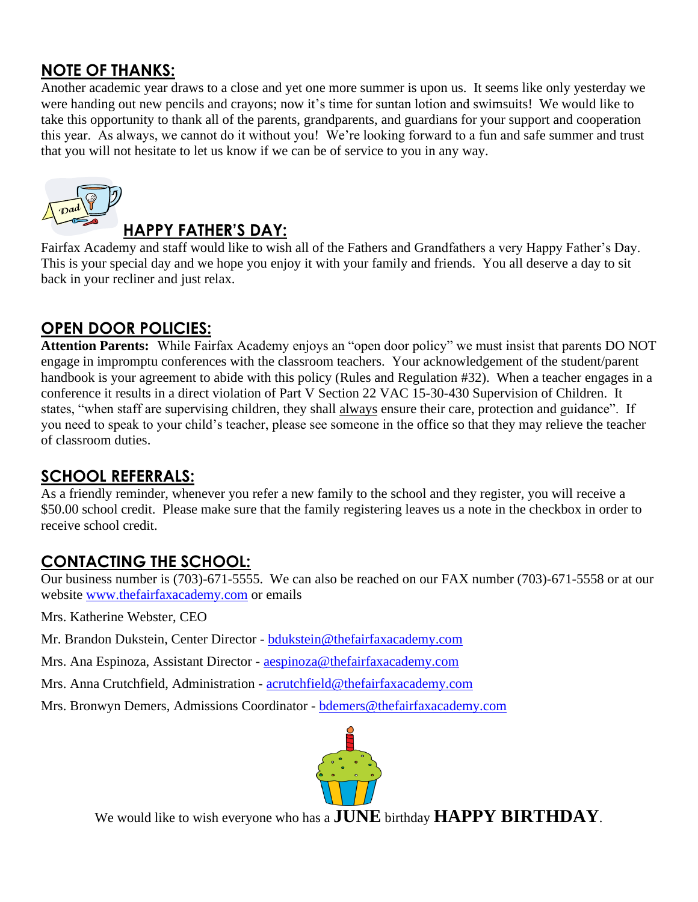## NOTE OF THANKS:

Another academic year draws to a close and yet one more summer is upon us. It seems like only yesterday we were handing out new pencils and crayons; now it's time for suntan lotion and swimsuits! We would like to take this opportunity to thank all of the parents, grandparents, and guardians for your support and cooperation this year. As always, we cannot do it without you! We're looking forward to a fun and safe summer and trust that you will not hesitate to let us know if we can be of service to you in any way.

## HAPPY FATHER'S DAY:

Fairfax Academy and staff would like to wish all of the Fathers and Grandfathers a very Happy Father's Day. This is your special day and we hope you enjoy it with your family and friends. You all deserve a day to sit back in your recliner and just relax.

## OPEN DOOR POLICIES:

**Attention Parents:** While Fairfax Academy enjoys an "open door policy" we must insist that parents DO NOT engage in impromptu conferences with the classroom teachers. Your acknowledgement of the student/parent handbook is your agreement to abide with this policy (Rules and Regulation #32). When a teacher engages in a conference it results in a direct violation of Part V Section 22 VAC 15-30-430 Supervision of Children. It states, "when staff are supervising children, they shall always ensure their care, protection and guidance". If you need to speak to your child's teacher, please see someone in the office so that they may relieve the teacher of classroom duties.

## SCHOOL REFERRALS:

As a friendly reminder, whenever you refer a new family to the school and they register, you will receive a $50.00 school credit. Please make sure that the family registering leaves us a note in the checkbox in order to receive school credit.

## CONTACTING THE SCHOOL:

Our business number is (703)-671-5555. We can also be reached on our FAX number (703)-671-5558 or at our website www.thefairfaxacademy.com or emails

Mrs. Katherine Webster, CEO

Mr. Brandon Dukstein, Center Director - bdukstein@thefairfaxacademy.com

Mrs. Ana Espinoza, Assistant Director - aespinoza@thefairfaxacademy.com

Mrs. Anna Crutchfield, Administration - acrutchfield@thefairfaxacademy.com

Mrs. Bronwyn Demers, Admissions Coordinator - bdemers@thefairfaxacademy.com

We would like to wish everyone who has a **JUNE** birthday **HAPPY BIRTHDAY**.